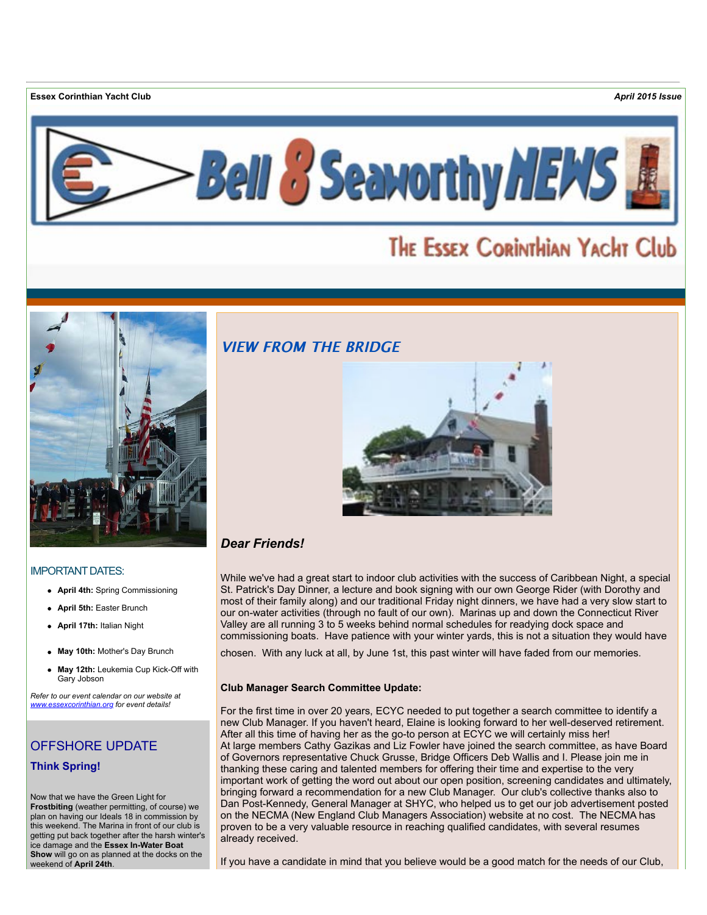**Essex Corinthian Yacht Club** *April 2015 Issue*

# Bell 8 Seaworthy NEWS

## The Essex Corinthian Yacht Club

## VIEW FROM THE BRIDGE

### *Dear Friends!*

While we've had a great start to indoor club activities with the success of Caribbean Night, a special St. Patrick's Day Dinner, a lecture and book signing with our own George Rider (with Dorothy and most of their family along) and our traditional Friday night dinners, we have had a very slow start to our on-water activities (through no fault of our own). Marinas up and down the Connecticut River Valley are all running 3 to 5 weeks behind normal schedules for readying dock space and commissioning boats. Have patience with your winter yards, this is not a situation they would have chosen. With any luck at all, by June 1st, this past winter will have faded from our memories.

**Club Manager Search Committee Update:**

For the first time in over 20 years, ECYC needed to put together a search committee to identify a new Club Manager. If you haven't heard, Elaine is looking forward to her well-deserved retirement. After all this time of having her as the go-to person at ECYC we will certainly miss her!
At large members Cathy Gazikas and Liz Fowler have joined the search committee, as have Board of Governors representative Chuck Grusse, Bridge Officers Deb Wallis and I. Please join me in thanking these caring and talented members for offering their time and expertise to the very important work of getting the word out about our open position, screening candidates and ultimately, bringing forward a recommendation for a new Club Manager. Our club's collective thanks also to Dan Post-Kennedy, General Manager at SHYC, who helped us to get our job advertisement posted on the NECMA (New England Club Managers Association) website at no cost. The NECMA has proven to be a very valuable resource in reaching qualified candidates, with several resumes already received.

If you have a candidate in mind that you believe would be a good match for the needs of our Club,

---

### IMPORTANT DATES:

- **April 4th:** Spring Commissioning
- **April 5th:** Easter Brunch
- **April 17th:** Italian Night
- **May 10th:** Mother's Day Brunch
- **May 12th:** Leukemia Cup Kick-Off with Gary Jobson

*Refer to our event calendar on our website at www.essexcorinthian.org for event details!*

## OFFSHORE UPDATE

### Think Spring!

Now that we have the Green Light for **Frostbiting** (weather permitting, of course) we plan on having our Ideals 18 in commission by this weekend. The Marina in front of our club is getting put back together after the harsh winter's ice damage and the **Essex In-Water Boat Show** will go on as planned at the docks on the weekend of **April 24th**.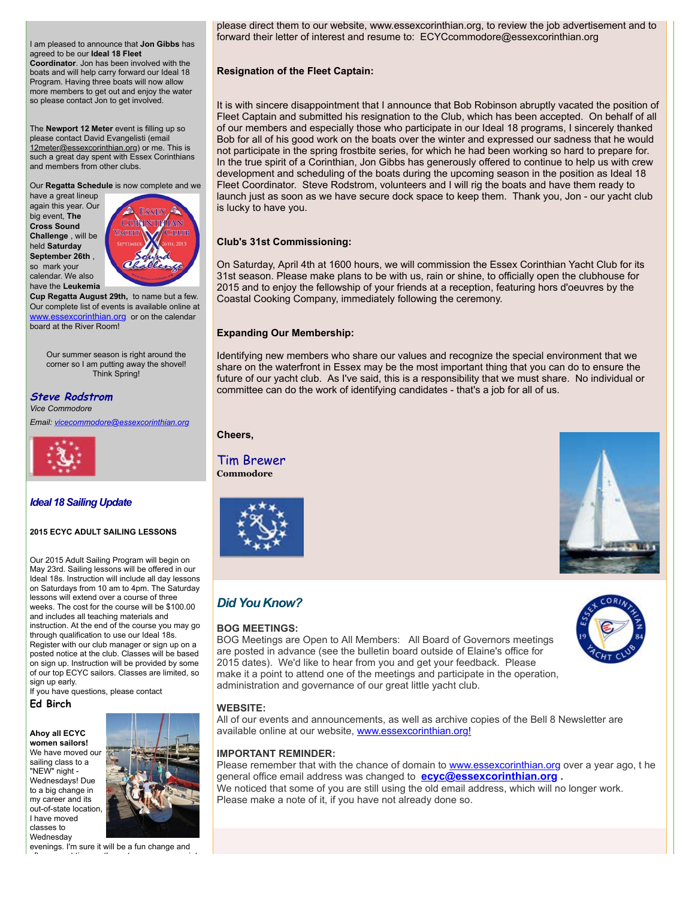I am pleased to announce that **Jon Gibbs** has agreed to be our **Ideal 18 Fleet Coordinator**. Jon has been involved with the boats and will help carry forward our Ideal 18 Program. Having three boats will now allow more members to get out and enjoy the water so please contact Jon to get involved.

The **Newport 12 Meter** event is filling up so please contact David Evangelisti (email 12meter@essexcorinthian.org) or me. This is such a great day spent with Essex Corinthians and members from other clubs.

Our **Regatta Schedule** is now complete and we have a great lineup again this year. Our big event, **The Cross Sound Challenge** , will be held **Saturday September 26th** , so mark your calendar. We also have the **Leukemia Cup Regatta August 29th,** to name but a few. Our complete list of events is available online at www.essexcorinthian.org or on the calendar board at the River Room!

Our summer season is right around the corner so I am putting away the shovel! Think Spring!

***Steve Rodstrom***
*Vice Commodore*
*Email: vicecommodore@essexcorinthian.org*

## *Ideal 18 Sailing Update*

**2015 ECYC ADULT SAILING LESSONS**

Our 2015 Adult Sailing Program will begin on May 23rd. Sailing lessons will be offered in our Ideal 18s. Instruction will include all day lessons on Saturdays from 10 am to 4pm. The Saturday lessons will extend over a course of three weeks. The cost for the course will be $100.00 and includes all teaching materials and instruction. At the end of the course you may go through qualification to use our Ideal 18s. Register with our club manager or sign up on a posted notice at the club. Classes will be based on sign up. Instruction will be provided by some of our top ECYC sailors. Classes are limited, so sign up early.
If you have questions, please contact
**Ed Birch**

**Ahoy all ECYC women sailors!**
We have moved our sailing class to a "NEW" night - Wednesdays! Due to a big change in my career and its out-of-state location, I have moved classes to Wednesday evenings. I'm sure it will be a fun change and

please direct them to our website, www.essexcorinthian.org, to review the job advertisement and to forward their letter of interest and resume to: ECYCcommodore@essexcorinthian.org

**Resignation of the Fleet Captain:**

It is with sincere disappointment that I announce that Bob Robinson abruptly vacated the position of Fleet Captain and submitted his resignation to the Club, which has been accepted. On behalf of all of our members and especially those who participate in our Ideal 18 programs, I sincerely thanked Bob for all of his good work on the boats over the winter and expressed our sadness that he would not participate in the spring frostbite series, for which he had been working so hard to prepare for. In the true spirit of a Corinthian, Jon Gibbs has generously offered to continue to help us with crew development and scheduling of the boats during the upcoming season in the position as Ideal 18 Fleet Coordinator. Steve Rodstrom, volunteers and I will rig the boats and have them ready to launch just as soon as we have secure dock space to keep them. Thank you, Jon - our yacht club is lucky to have you.

**Club's 31st Commissioning:**

On Saturday, April 4th at 1600 hours, we will commission the Essex Corinthian Yacht Club for its 31st season. Please make plans to be with us, rain or shine, to officially open the clubhouse for 2015 and to enjoy the fellowship of your friends at a reception, featuring hors d'oeuvres by the Coastal Cooking Company, immediately following the ceremony.

**Expanding Our Membership:**

Identifying new members who share our values and recognize the special environment that we share on the waterfront in Essex may be the most important thing that you can do to ensure the future of our yacht club. As I've said, this is a responsibility that we must share. No individual or committee can do the work of identifying candidates - that's a job for all of us.

**Cheers,**

Tim Brewer
**Commodore**

## *Did You Know?*

**BOG MEETINGS:**
BOG Meetings are Open to All Members: All Board of Governors meetings are posted in advance (see the bulletin board outside of Elaine's office for 2015 dates). We'd like to hear from you and get your feedback. Please make a point to attend one of the meetings and participate in the operation, administration and governance of our great little yacht club.

**WEBSITE:**
All of our events and announcements, as well as archive copies of the Bell 8 Newsletter are available online at our website, www.essexcorinthian.org!

**IMPORTANT REMINDER:**
Please remember that with the chance of domain to www.essexcorinthian.org over a year ago, t he general office email address was changed to **ecyc@essexcorinthian.org** .
We noticed that some of you are still using the old email address, which will no longer work. Please make a note of it, if you have not already done so.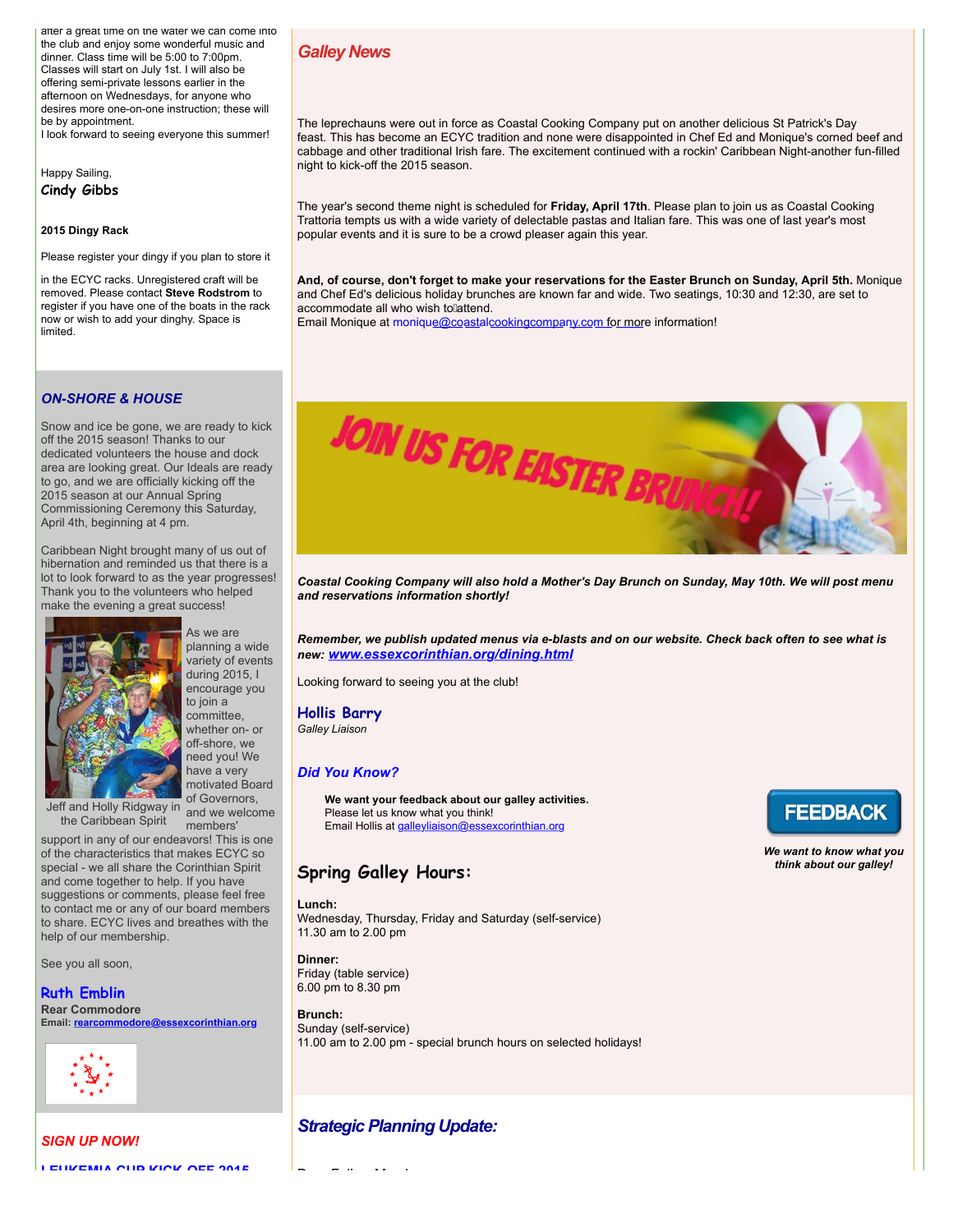after a great time on the water we can come into the club and enjoy some wonderful music and dinner. Class time will be 5:00 to 7:00pm. Classes will start on July 1st. I will also be offering semi-private lessons earlier in the afternoon on Wednesdays, for anyone who desires more one-on-one instruction; these will be by appointment.
I look forward to seeing everyone this summer!

Happy Sailing,
**Cindy Gibbs**

**2015 Dingy Rack**

Please register your dingy if you plan to store it in the ECYC racks. Unregistered craft will be removed. Please contact **Steve Rodstrom** to register if you have one of the boats in the rack now or wish to add your dinghy. Space is limited.

## *ON-SHORE & HOUSE*

Snow and ice be gone, we are ready to kick off the 2015 season! Thanks to our dedicated volunteers the house and dock area are looking great. Our Ideals are ready to go, and we are officially kicking off the 2015 season at our Annual Spring Commissioning Ceremony this Saturday, April 4th, beginning at 4 pm.

Caribbean Night brought many of us out of hibernation and reminded us that there is a lot to look forward to as the year progresses! Thank you to the volunteers who helped make the evening a great success!

Jeff and Holly Ridgway in the Caribbean Spirit

As we are planning a wide variety of events during 2015, I encourage you to join a committee, whether on- or off-shore, we need you! We have a very motivated Board of Governors, and we welcome members' support in any of our endeavors! This is one of the characteristics that makes ECYC so special - we all share the Corinthian Spirit and come together to help. If you have suggestions or comments, please feel free to contact me or any of our board members to share. ECYC lives and breathes with the help of our membership.

See you all soon,

**Ruth Emblin**
**Rear Commodore**
**Email: rearcommodore@essexcorinthian.org**

## *SIGN UP NOW!*

**LEUKEMIA CUP KICK OFF 2015**

## *Galley News*

The leprechauns were out in force as Coastal Cooking Company put on another delicious St Patrick's Day feast. This has become an ECYC tradition and none were disappointed in Chef Ed and Monique's corned beef and cabbage and other traditional Irish fare. The excitement continued with a rockin' Caribbean Night-another fun-filled night to kick-off the 2015 season.

The year's second theme night is scheduled for **Friday, April 17th**. Please plan to join us as Coastal Cooking Trattoria tempts us with a wide variety of delectable pastas and Italian fare. This was one of last year's most popular events and it is sure to be a crowd pleaser again this year.

**And, of course, don't forget to make your reservations for the Easter Brunch on Sunday, April 5th.** Monique and Chef Ed's delicious holiday brunches are known far and wide. Two seatings, 10:30 and 12:30, are set to accommodate all who wish to attend.
Email Monique at monique@coastalcookingcompany.com for more information!

JOIN US FOR EASTER BRUNCH!

***Coastal Cooking Company will also hold a Mother's Day Brunch on Sunday, May 10th. We will post menu and reservations information shortly!***

***Remember, we publish updated menus via e-blasts and on our website. Check back often to see what is new: www.essexcorinthian.org/dining.html***

Looking forward to seeing you at the club!

**Hollis Barry**
*Galley Liaison*

## *Did You Know?*

**We want your feedback about our galley activities.**
Please let us know what you think!
Email Hollis at galleyliaison@essexcorinthian.org

FEEDBACK

***We want to know what you think about our galley!***

## Spring Galley Hours:

**Lunch:**
Wednesday, Thursday, Friday and Saturday (self-service)
11.30 am to 2.00 pm

**Dinner:**
Friday (table service)
6.00 pm to 8.30 pm

**Brunch:**
Sunday (self-service)
11.00 am to 2.00 pm - special brunch hours on selected holidays!

## *Strategic Planning Update:*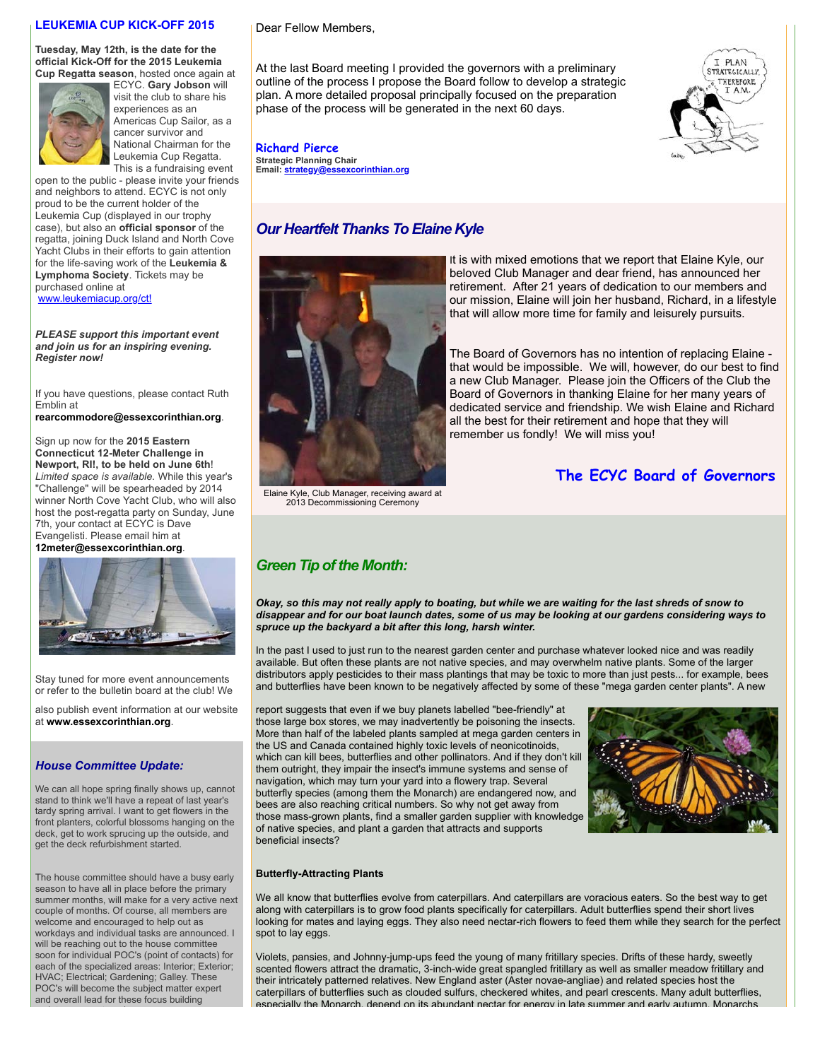## LEUKEMIA CUP KICK-OFF 2015

**Tuesday, May 12th, is the date for the official Kick-Off for the 2015 Leukemia Cup Regatta season**, hosted once again at ECYC. **Gary Jobson** will visit the club to share his experiences as an Americas Cup Sailor, as a cancer survivor and National Chairman for the Leukemia Cup Regatta. This is a fundraising event open to the public - please invite your friends and neighbors to attend. ECYC is not only proud to be the current holder of the Leukemia Cup (displayed in our trophy case), but also an **official sponsor** of the regatta, joining Duck Island and North Cove Yacht Clubs in their efforts to gain attention for the life-saving work of the **Leukemia & Lymphoma Society**. Tickets may be purchased online at www.leukemiacup.org/ct!

***PLEASE support this important event and join us for an inspiring evening. Register now!***

If you have questions, please contact Ruth Emblin at **rearcommodore@essexcorinthian.org**.

Sign up now for the **2015 Eastern Connecticut 12-Meter Challenge in Newport, RI!, to be held on June 6th**! *Limited space is available.* While this year's "Challenge" will be spearheaded by 2014 winner North Cove Yacht Club, who will also host the post-regatta party on Sunday, June 7th, your contact at ECYC is Dave Evangelisti. Please email him at **12meter@essexcorinthian.org**.

Stay tuned for more event announcements or refer to the bulletin board at the club! We also publish event information at our website at **www.essexcorinthian.org**.

### *House Committee Update:*

We can all hope spring finally shows up, cannot stand to think we'll have a repeat of last year's tardy spring arrival. I want to get flowers in the front planters, colorful blossoms hanging on the deck, get to work sprucing up the outside, and get the deck refurbishment started.

The house committee should have a busy early season to have all in place before the primary summer months, will make for a very active next couple of months. Of course, all members are welcome and encouraged to help out as workdays and individual tasks are announced. I will be reaching out to the house committee soon for individual POC's (point of contacts) for each of the specialized areas: Interior; Exterior; HVAC; Electrical; Gardening; Galley. These POC's will become the subject matter expert and overall lead for these focus building

---

Dear Fellow Members,

At the last Board meeting I provided the governors with a preliminary outline of the process I propose the Board follow to develop a strategic plan. A more detailed proposal principally focused on the preparation phase of the process will be generated in the next 60 days.

**Richard Pierce**
**Strategic Planning Chair**
**Email: strategy@essexcorinthian.org**

## *Our Heartfelt Thanks To Elaine Kyle*

Elaine Kyle, Club Manager, receiving award at 2013 Decommissioning Ceremony

It is with mixed emotions that we report that Elaine Kyle, our beloved Club Manager and dear friend, has announced her retirement. After 21 years of dedication to our members and our mission, Elaine will join her husband, Richard, in a lifestyle that will allow more time for family and leisurely pursuits.

The Board of Governors has no intention of replacing Elaine - that would be impossible. We will, however, do our best to find a new Club Manager. Please join the Officers of the Club the Board of Governors in thanking Elaine for her many years of dedicated service and friendship. We wish Elaine and Richard all the best for their retirement and hope that they will remember us fondly! We will miss you!

**The ECYC Board of Governors**

## *Green Tip of the Month:*

***Okay, so this may not really apply to boating, but while we are waiting for the last shreds of snow to disappear and for our boat launch dates, some of us may be looking at our gardens considering ways to spruce up the backyard a bit after this long, harsh winter.***

In the past I used to just run to the nearest garden center and purchase whatever looked nice and was readily available. But often these plants are not native species, and may overwhelm native plants. Some of the larger distributors apply pesticides to their mass plantings that may be toxic to more than just pests... for example, bees and butterflies have been known to be negatively affected by some of these "mega garden center plants". A new report suggests that even if we buy planets labelled "bee-friendly" at those large box stores, we may inadvertently be poisoning the insects. More than half of the labeled plants sampled at mega garden centers in the US and Canada contained highly toxic levels of neonicotinoids, which can kill bees, butterflies and other pollinators. And if they don't kill them outright, they impair the insect's immune systems and sense of navigation, which may turn your yard into a flowery trap. Several butterfly species (among them the Monarch) are endangered now, and bees are also reaching critical numbers. So why not get away from those mass-grown plants, find a smaller garden supplier with knowledge of native species, and plant a garden that attracts and supports beneficial insects?

**Butterfly-Attracting Plants**

We all know that butterflies evolve from caterpillars. And caterpillars are voracious eaters. So the best way to get along with caterpillars is to grow food plants specifically for caterpillars. Adult butterflies spend their short lives looking for mates and laying eggs. They also need nectar-rich flowers to feed them while they search for the perfect spot to lay eggs.

Violets, pansies, and Johnny-jump-ups feed the young of many fritillary species. Drifts of these hardy, sweetly scented flowers attract the dramatic, 3-inch-wide great spangled fritillary as well as smaller meadow fritillary and their intricately patterned relatives. New England aster (Aster novae-angliae) and related species host the caterpillars of butterflies such as clouded sulfurs, checkered whites, and pearl crescents. Many adult butterflies, especially the Monarch, depend on its abundant nectar for energy in late summer and early autumn. Monarchs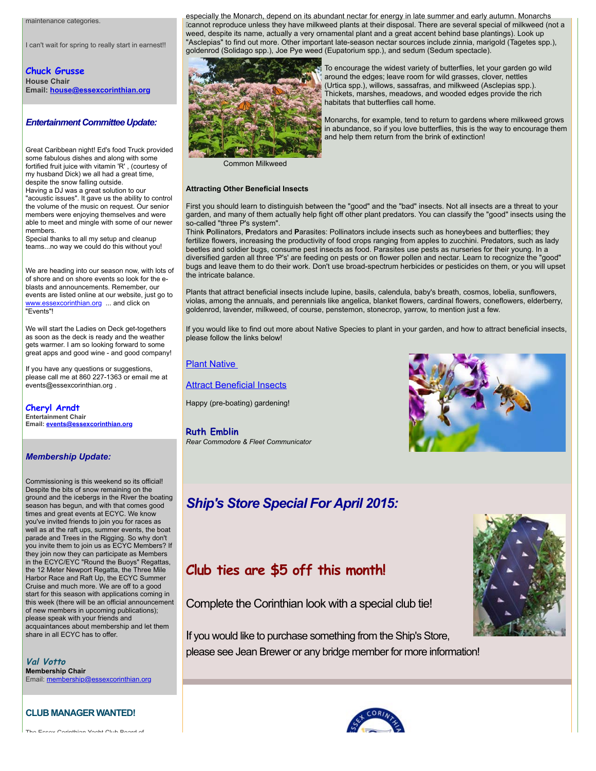maintenance categories.

I can't wait for spring to really start in earnest!!

**Chuck Grusse**
**House Chair**
**Email: house@essexcorinthian.org**

### *Entertainment Committee Update:*

Great Caribbean night! Ed's food Truck provided some fabulous dishes and along with some fortified fruit juice with vitamin 'R' , (courtesy of my husband Dick) we all had a great time, despite the snow falling outside.
Having a DJ was a great solution to our "acoustic issues". It gave us the ability to control the volume of the music on request. Our senior members were enjoying themselves and were able to meet and mingle with some of our newer members.
Special thanks to all my setup and cleanup teams...no way we could do this without you!

We are heading into our season now, with lots of of shore and on shore events so look for the e-blasts and announcements. Remember, our events are listed online at our website, just go to www.essexcorinthian.org ... and click on "Events"!

We will start the Ladies on Deck get-togethers as soon as the deck is ready and the weather gets warmer. I am so looking forward to some great apps and good wine - and good company!

If you have any questions or suggestions, please call me at 860 227-1363 or email me at events@essexcorinthian.org .

**Cheryl Arndt**
**Entertainment Chair**
**Email: events@essexcorinthian.org**

### *Membership Update:*

Commissioning is this weekend so its official! Despite the bits of snow remaining on the ground and the icebergs in the River the boating season has begun, and with that comes good times and great events at ECYC. We know you've invited friends to join you for races as well as at the raft ups, summer events, the boat parade and Trees in the Rigging. So why don't you invite them to join us as ECYC Members? If they join now they can participate as Members in the ECYC/EYC "Round the Buoys" Regattas, the 12 Meter Newport Regatta, the Three Mile Harbor Race and Raft Up, the ECYC Summer Cruise and much more. We are off to a good start for this season with applications coming in this week (there will be an official announcement of new members in upcoming publications); please speak with your friends and acquaintances about membership and let them share in all ECYC has to offer.

**Val Votto**
**Membership Chair**
Email: membership@essexcorinthian.org

### CLUB MANAGER WANTED!

The Essex Corinthian Yacht Club Board of

especially the Monarch, depend on its abundant nectar for energy in late summer and early autumn. Monarchs cannot reproduce unless they have milkweed plants at their disposal. There are several special of milkweed (not a weed, despite its name, actually a very ornamental plant and a great accent behind base plantings). Look up "Asclepias" to find out more. Other important late-season nectar sources include zinnia, marigold (Tagetes spp.), goldenrod (Solidago spp.), Joe Pye weed (Eupatorium spp.), and sedum (Sedum spectacle).

Common Milkweed

To encourage the widest variety of butterflies, let your garden go wild around the edges; leave room for wild grasses, clover, nettles (Urtica spp.), willows, sassafras, and milkweed (Asclepias spp.). Thickets, marshes, meadows, and wooded edges provide the rich habitats that butterflies call home.

Monarchs, for example, tend to return to gardens where milkweed grows in abundance, so if you love butterflies, this is the way to encourage them and help them return from the brink of extinction!

**Attracting Other Beneficial Insects**

First you should learn to distinguish between the "good" and the "bad" insects. Not all insects are a threat to your garden, and many of them actually help fight off other plant predators. You can classify the "good" insects using the so-called "three P's system".
Think **P**ollinators, **P**redators and **P**arasites: Pollinators include insects such as honeybees and butterflies; they fertilize flowers, increasing the productivity of food crops ranging from apples to zucchini. Predators, such as lady beetles and soldier bugs, consume pest insects as food. Parasites use pests as nurseries for their young. In a diversified garden all three 'P's' are feeding on pests or on flower pollen and nectar. Learn to recognize the "good" bugs and leave them to do their work. Don't use broad-spectrum herbicides or pesticides on them, or you will upset the intricate balance.

Plants that attract beneficial insects include lupine, basils, calendula, baby's breath, cosmos, lobelia, sunflowers, violas, among the annuals, and perennials like angelica, blanket flowers, cardinal flowers, coneflowers, elderberry, goldenrod, lavender, milkweed, of course, penstemon, stonecrop, yarrow, to mention just a few.

If you would like to find out more about Native Species to plant in your garden, and how to attract beneficial insects, please follow the links below!

Plant Native

Attract Beneficial Insects

Happy (pre-boating) gardening!

**Ruth Emblin**
*Rear Commodore & Fleet Communicator*

## *Ship's Store Special For April 2015:*

## Club ties are $5 off this month!

Complete the Corinthian look with a special club tie!

If you would like to purchase something from the Ship's Store, please see Jean Brewer or any bridge member for more information!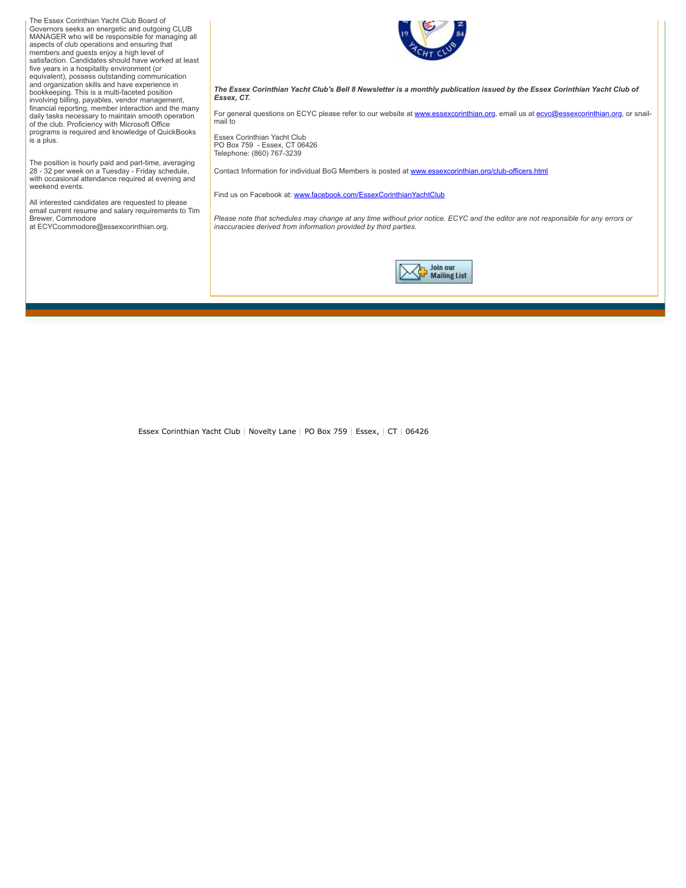The Essex Corinthian Yacht Club Board of Governors seeks an energetic and outgoing CLUB MANAGER who will be responsible for managing all aspects of club operations and ensuring that members and guests enjoy a high level of satisfaction. Candidates should have worked at least five years in a hospitality environment (or equivalent), possess outstanding communication and organization skills and have experience in bookkeeping. This is a multi-faceted position involving billing, payables, vendor management, financial reporting, member interaction and the many daily tasks necessary to maintain smooth operation of the club. Proficiency with Microsoft Office programs is required and knowledge of QuickBooks is a plus.

The position is hourly paid and part-time, averaging 28 - 32 per week on a Tuesday - Friday schedule, with occasional attendance required at evening and weekend events.

All interested candidates are requested to please email current resume and salary requirements to Tim Brewer, Commodore at ECYCcommodore@essexcorinthian.org.

***The Essex Corinthian Yacht Club's Bell 8 Newsletter is a monthly publication issued by the Essex Corinthian Yacht Club of Essex, CT.***

For general questions on ECYC please refer to our website at www.essexcorinthian.org, email us at ecyc@essexcorinthian.org, or snail-mail to

Essex Corinthian Yacht Club
PO Box 759 - Essex, CT 06426
Telephone: (860) 767-3239

Contact Information for individual BoG Members is posted at www.essexcorinthian.org/club-officers.html

Find us on Facebook at: www.facebook.com/EssexCorinthianYachtClub

*Please note that schedules may change at any time without prior notice. ECYC and the editor are not responsible for any errors or inaccuracies derived from information provided by third parties.*

Join our Mailing List

Essex Corinthian Yacht Club | Novelty Lane | PO Box 759 | Essex, | CT | 06426